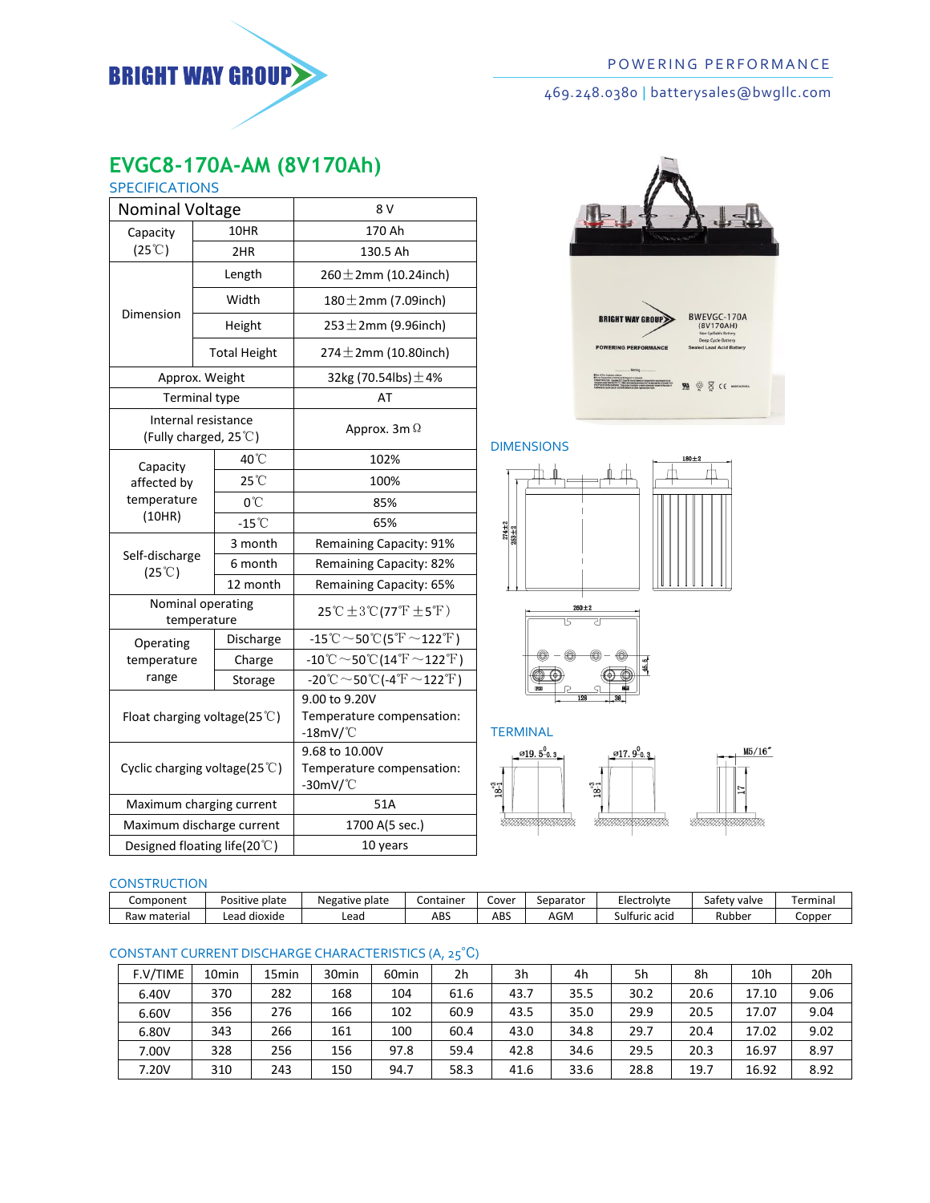BRIGHT WAY GROUP

POWERING PERFORMANCE

469.248.0380 | batterysales@bwgllc.com

# EVGC8-170A-AM (8V170Ah)

## SPECIFICATIONS

| Nominal Voltage | | 8 V |
|---|---|---|
| Capacity (25℃) | 10HR | 170 Ah |
| | 2HR | 130.5 Ah |
| Dimension | Length | 260±2mm (10.24inch) |
| | Width | 180±2mm (7.09inch) |
| | Height | 253±2mm (9.96inch) |
| | Total Height | 274±2mm (10.80inch) |
| Approx. Weight | | 32kg (70.54lbs)±4% |
| Terminal type | | AT |
| Internal resistance (Fully charged, 25℃) | | Approx. 3m Ω |
| Capacity affected by temperature (10HR) | 40℃ | 102% |
| | 25℃ | 100% |
| | 0℃ | 85% |
| | -15℃ | 65% |
| Self-discharge (25℃) | 3 month | Remaining Capacity: 91% |
| | 6 month | Remaining Capacity: 82% |
| | 12 month | Remaining Capacity: 65% |
| Nominal operating temperature | | 25℃±3℃(77℉±5℉) |
| Operating temperature range | Discharge | -15℃～50℃(5℉～122℉) |
| | Charge | -10℃～50℃(14℉～122℉) |
| | Storage | -20℃～50℃(-4℉～122℉) |
| Float charging voltage(25℃) | | 9.00 to 9.20V Temperature compensation: -18mV/℃ |
| Cyclic charging voltage(25℃) | | 9.68 to 10.00V Temperature compensation: -30mV/℃ |
| Maximum charging current | | 51A |
| Maximum discharge current | | 1700 A(5 sec.) |
| Designed floating life(20℃) | | 10 years |

## DIMENSIONS

180±2

274±2
253±2

260±2

128
38
46.5

## TERMINAL

⌀19.5
⌀17.9
M5/16"
18
18
17

## CONSTRUCTION

| Component | Positive plate | Negative plate | Container | Cover | Separator | Electrolyte | Safety valve | Terminal |
|---|---|---|---|---|---|---|---|---|
| Raw material | Lead dioxide | Lead | ABS | ABS | AGM | Sulfuric acid | Rubber | Copper |

## CONSTANT CURRENT DISCHARGE CHARACTERISTICS (A, 25°C)

| F.V/TIME | 10min | 15min | 30min | 60min | 2h | 3h | 4h | 5h | 8h | 10h | 20h |
|---|---|---|---|---|---|---|---|---|---|---|---|
| 6.40V | 370 | 282 | 168 | 104 | 61.6 | 43.7 | 35.5 | 30.2 | 20.6 | 17.10 | 9.06 |
| 6.60V | 356 | 276 | 166 | 102 | 60.9 | 43.5 | 35.0 | 29.9 | 20.5 | 17.07 | 9.04 |
| 6.80V | 343 | 266 | 161 | 100 | 60.4 | 43.0 | 34.8 | 29.7 | 20.4 | 17.02 | 9.02 |
| 7.00V | 328 | 256 | 156 | 97.8 | 59.4 | 42.8 | 34.6 | 29.5 | 20.3 | 16.97 | 8.97 |
| 7.20V | 310 | 243 | 150 | 94.7 | 58.3 | 41.6 | 33.6 | 28.8 | 19.7 | 16.92 | 8.92 |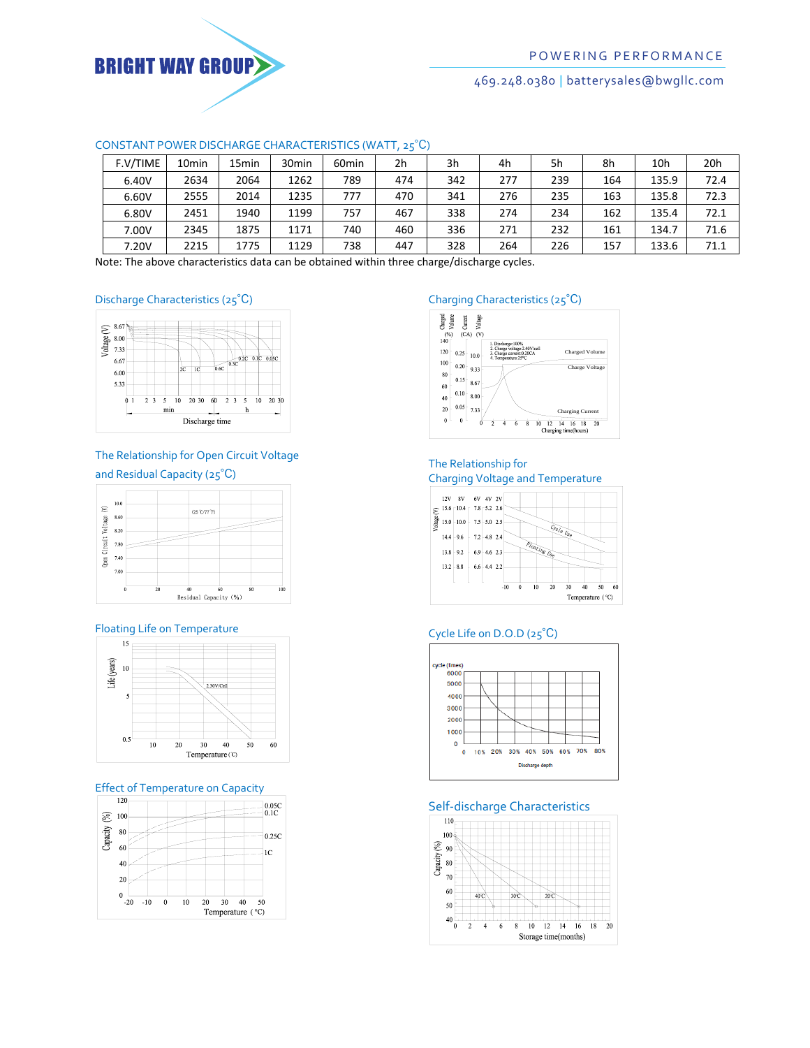## CONSTANT POWER DISCHARGE CHARACTERISTICS (WATT, 25˚C)

| F.V/TIME | 10min | 15min | 30min | 60min | 2h | 3h | 4h | 5h | 8h | 10h | 20h |
|---|---|---|---|---|---|---|---|---|---|---|---|
| 6.40V | 2634 | 2064 | 1262 | 789 | 474 | 342 | 277 | 239 | 164 | 135.9 | 72.4 |
| 6.60V | 2555 | 2014 | 1235 | 777 | 470 | 341 | 276 | 235 | 163 | 135.8 | 72.3 |
| 6.80V | 2451 | 1940 | 1199 | 757 | 467 | 338 | 274 | 234 | 162 | 135.4 | 72.1 |
| 7.00V | 2345 | 1875 | 1171 | 740 | 460 | 336 | 271 | 232 | 161 | 134.7 | 71.6 |
| 7.20V | 2215 | 1775 | 1129 | 738 | 447 | 328 | 264 | 226 | 157 | 133.6 | 71.1 |

Note: The above characteristics data can be obtained within three charge/discharge cycles.

### Discharge Characteristics (25˚C)

Voltage (V)
8.67
8.00
7.33
6.67
6.00
5.33
2C 1C 0.6C 0.3C 0.2C 0.1C 0.05C
0 1 2 3 5 10 20 30 60 2 3 5 10 20 30
min h
Discharge time

### Charging Characteristics (25˚C)

Charged Volume (%) Current (CA) Voltage (V)
140 120 100 80 60 40 20 0
0.25 0.20 0.15 0.10 0.05 0
10.0 9.33 8.67 8.00 7.33
1. Discharge:100%
2. Charge voltage 2.40V/cell
3. Charge current:0.20CA
4. Temperature:25°C
Charged Volume
Charge Voltage
Charging Current
0 2 4 6 8 10 12 14 16 18 20
Charging time(hours)

### The Relationship for Open Circuit Voltage and Residual Capacity (25˚C)

Open Circuit Voltage (V)
(25°C/77°F)
0 20 40 60 80 100
Residual Capacity (%)

### The Relationship for Charging Voltage and Temperature

Voltage (V)
12V 8V 6V 4V 2V
15.6 10.4 7.8 5.2 2.6
15.0 10.0 7.5 5.0 2.5
14.4 9.6 7.2 4.8 2.4
13.8 9.2 6.9 4.6 2.3
13.2 8.8 6.6 4.4 2.2
Cycle Use
Floating Use
-10 0 10 20 30 40 50 60
Temperature (°C)

### Floating Life on Temperature

Life (years)
15
10
5
0.5
2.30V/Cell
10 20 30 40 50 60
Temperature (°C)

### Cycle Life on D.O.D (25˚C)

cycle (times)
6000
5000
4000
3000
2000
1000
0
0 10% 20% 30% 40% 50% 60% 70% 80%
Discharge depth

### Effect of Temperature on Capacity

Capacity (%)
120
100
80
60
40
20
0
0.05C
0.1C
0.25C
1C
-20 -10 0 10 20 30 40 50
Temperature (°C)

### Self-discharge Characteristics

Capacity (%)
110
100
90
80
70
60
50
40
40°C 30°C 20°C
0 2 4 6 8 10 12 14 16 18 20
Storage time(months)